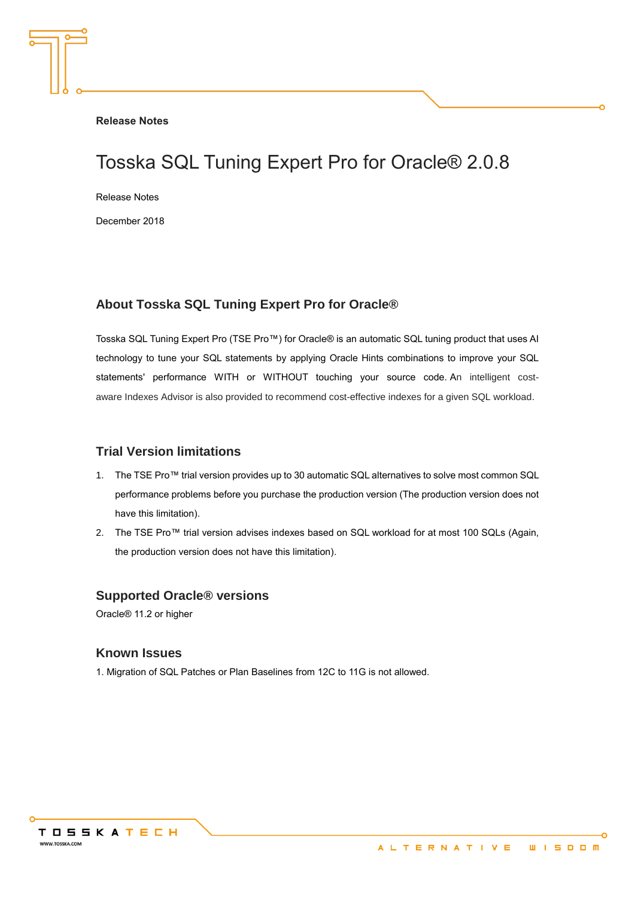**Release Notes**

# Tosska SQL Tuning Expert Pro for Oracle® 2.0.8

Release Notes

December 2018

## About Tosska SQL Tuning Expert Pro for Oracle®

Tosska SQL Tuning Expert Pro (TSE Pro™) for Oracle® is an automatic SQL tuning product that uses AI technology to tune your SQL statements by applying Oracle Hints combinations to improve your SQL statements' performance WITH or WITHOUT touching your source code. An intelligent cost-aware Indexes Advisor is also provided to recommend cost-effective indexes for a given SQL workload.

## Trial Version limitations

1. The TSE Pro™ trial version provides up to 30 automatic SQL alternatives to solve most common SQL performance problems before you purchase the production version (The production version does not have this limitation).
2. The TSE Pro™ trial version advises indexes based on SQL workload for at most 100 SQLs (Again, the production version does not have this limitation).

## Supported Oracle® versions

Oracle® 11.2 or higher

## Known Issues

1. Migration of SQL Patches or Plan Baselines from 12C to 11G is not allowed.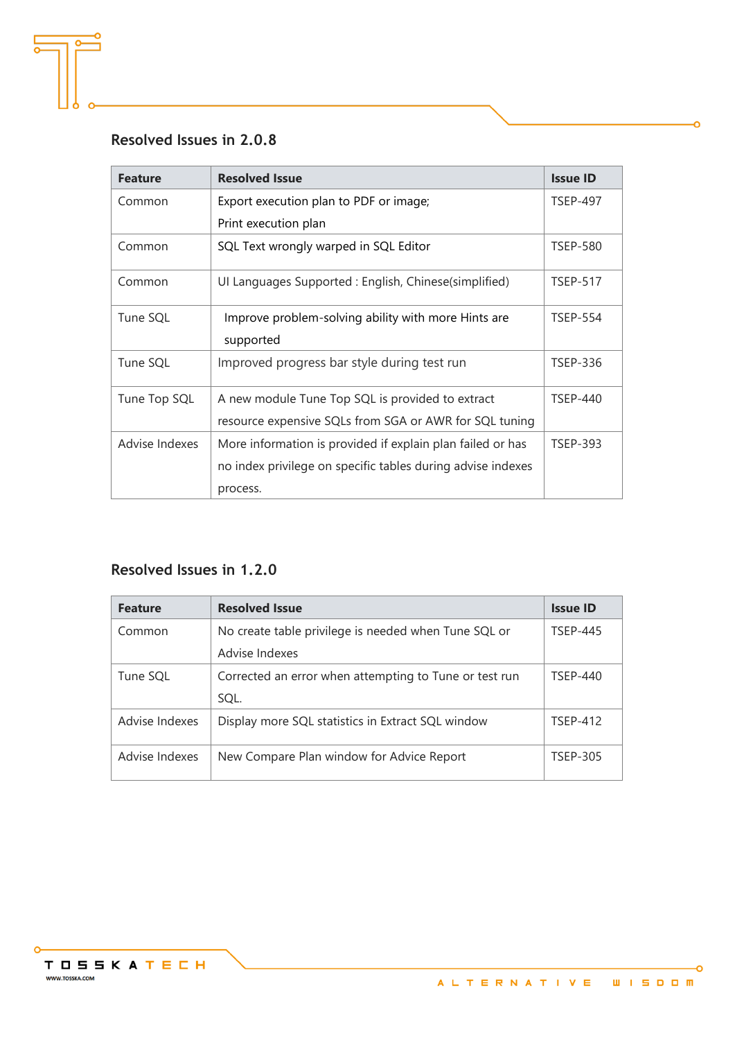## Resolved Issues in 2.0.8

| Feature | Resolved Issue | Issue ID |
|---|---|---|
| Common | Export execution plan to PDF or image; Print execution plan | TSEP-497 |
| Common | SQL Text wrongly warped in SQL Editor | TSEP-580 |
| Common | UI Languages Supported : English, Chinese(simplified) | TSEP-517 |
| Tune SQL | Improve problem-solving ability with more Hints are supported | TSEP-554 |
| Tune SQL | Improved progress bar style during test run | TSEP-336 |
| Tune Top SQL | A new module Tune Top SQL is provided to extract resource expensive SQLs from SGA or AWR for SQL tuning | TSEP-440 |
| Advise Indexes | More information is provided if explain plan failed or has no index privilege on specific tables during advise indexes process. | TSEP-393 |

## Resolved Issues in 1.2.0

| Feature | Resolved Issue | Issue ID |
|---|---|---|
| Common | No create table privilege is needed when Tune SQL or Advise Indexes | TSEP-445 |
| Tune SQL | Corrected an error when attempting to Tune or test run SQL. | TSEP-440 |
| Advise Indexes | Display more SQL statistics in Extract SQL window | TSEP-412 |
| Advise Indexes | New Compare Plan window for Advice Report | TSEP-305 |